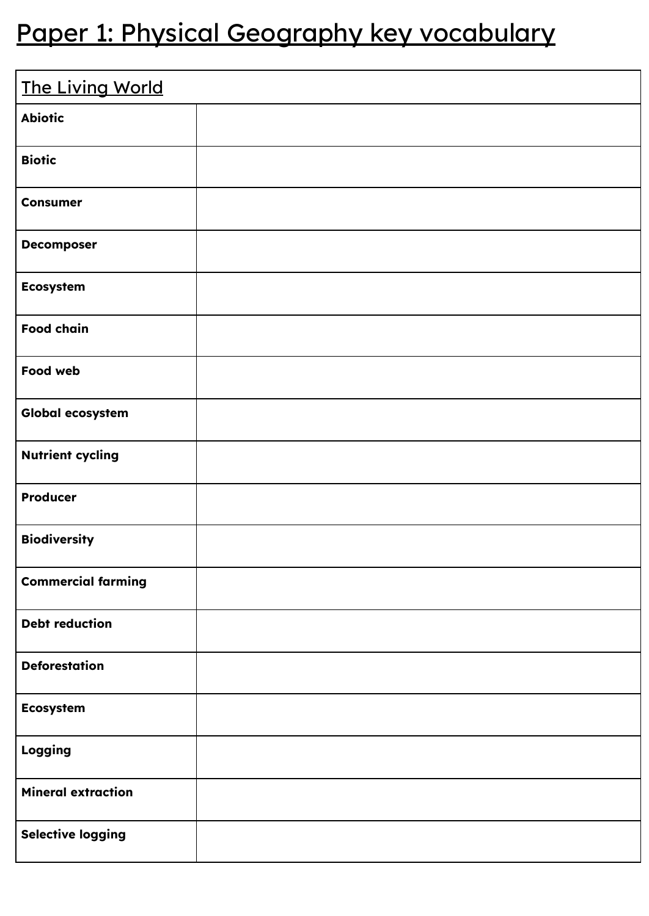# Paper 1: Physical Geography key vocabulary

| The Living World | |
|---|---|
| **Abiotic** | |
| **Biotic** | |
| **Consumer** | |
| **Decomposer** | |
| **Ecosystem** | |
| **Food chain** | |
| **Food web** | |
| **Global ecosystem** | |
| **Nutrient cycling** | |
| **Producer** | |
| **Biodiversity** | |
| **Commercial farming** | |
| **Debt reduction** | |
| **Deforestation** | |
| **Ecosystem** | |
| **Logging** | |
| **Mineral extraction** | |
| **Selective logging** | |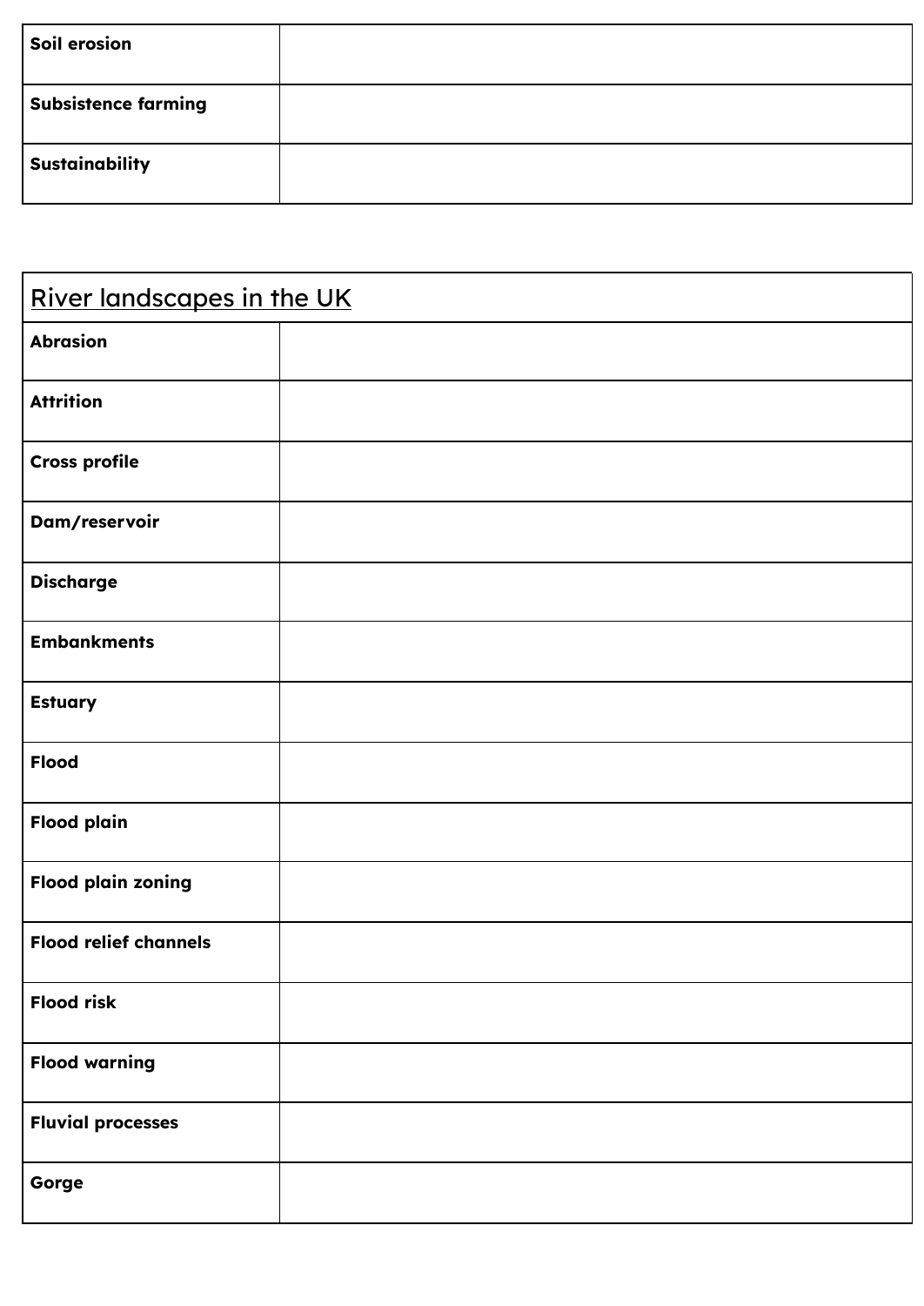| Soil erosion | |
|---|---|
| **Subsistence farming** | |
| **Sustainability** | |

| River landscapes in the UK | |
|---|---|
| **Abrasion** | |
| **Attrition** | |
| **Cross profile** | |
| **Dam/reservoir** | |
| **Discharge** | |
| **Embankments** | |
| **Estuary** | |
| **Flood** | |
| **Flood plain** | |
| **Flood plain zoning** | |
| **Flood relief channels** | |
| **Flood risk** | |
| **Flood warning** | |
| **Fluvial processes** | |
| **Gorge** | |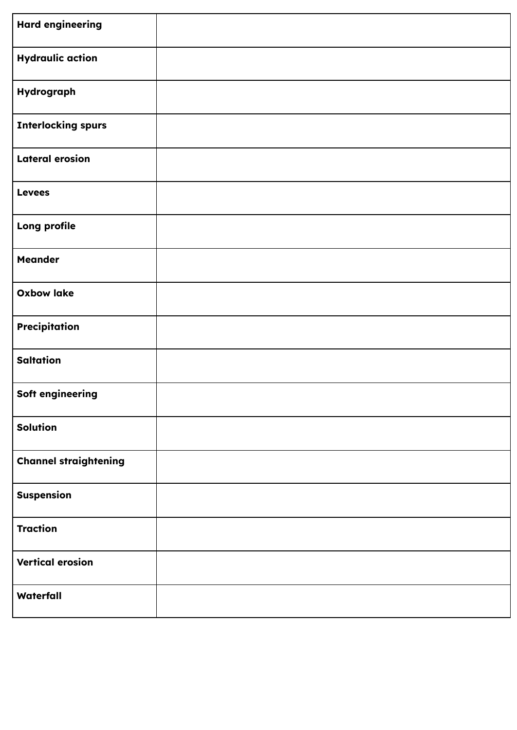| | |
|---|---|
| **Hard engineering** | |
| **Hydraulic action** | |
| **Hydrograph** | |
| **Interlocking spurs** | |
| **Lateral erosion** | |
| **Levees** | |
| **Long profile** | |
| **Meander** | |
| **Oxbow lake** | |
| **Precipitation** | |
| **Saltation** | |
| **Soft engineering** | |
| **Solution** | |
| **Channel straightening** | |
| **Suspension** | |
| **Traction** | |
| **Vertical erosion** | |
| **Waterfall** | |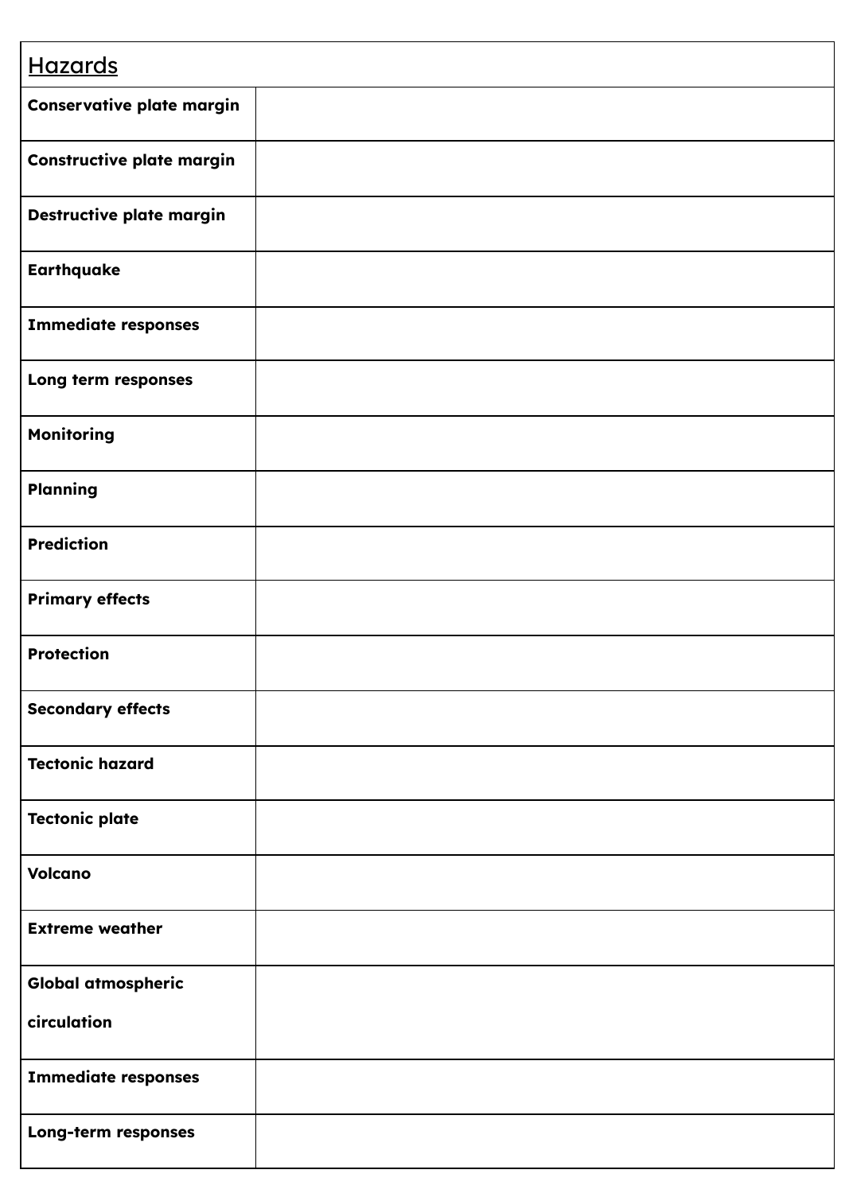| Hazards | |
|---|---|
| **Conservative plate margin** | |
| **Constructive plate margin** | |
| **Destructive plate margin** | |
| **Earthquake** | |
| **Immediate responses** | |
| **Long term responses** | |
| **Monitoring** | |
| **Planning** | |
| **Prediction** | |
| **Primary effects** | |
| **Protection** | |
| **Secondary effects** | |
| **Tectonic hazard** | |
| **Tectonic plate** | |
| **Volcano** | |
| **Extreme weather** | |
| **Global atmospheric circulation** | |
| **Immediate responses** | |
| **Long-term responses** | |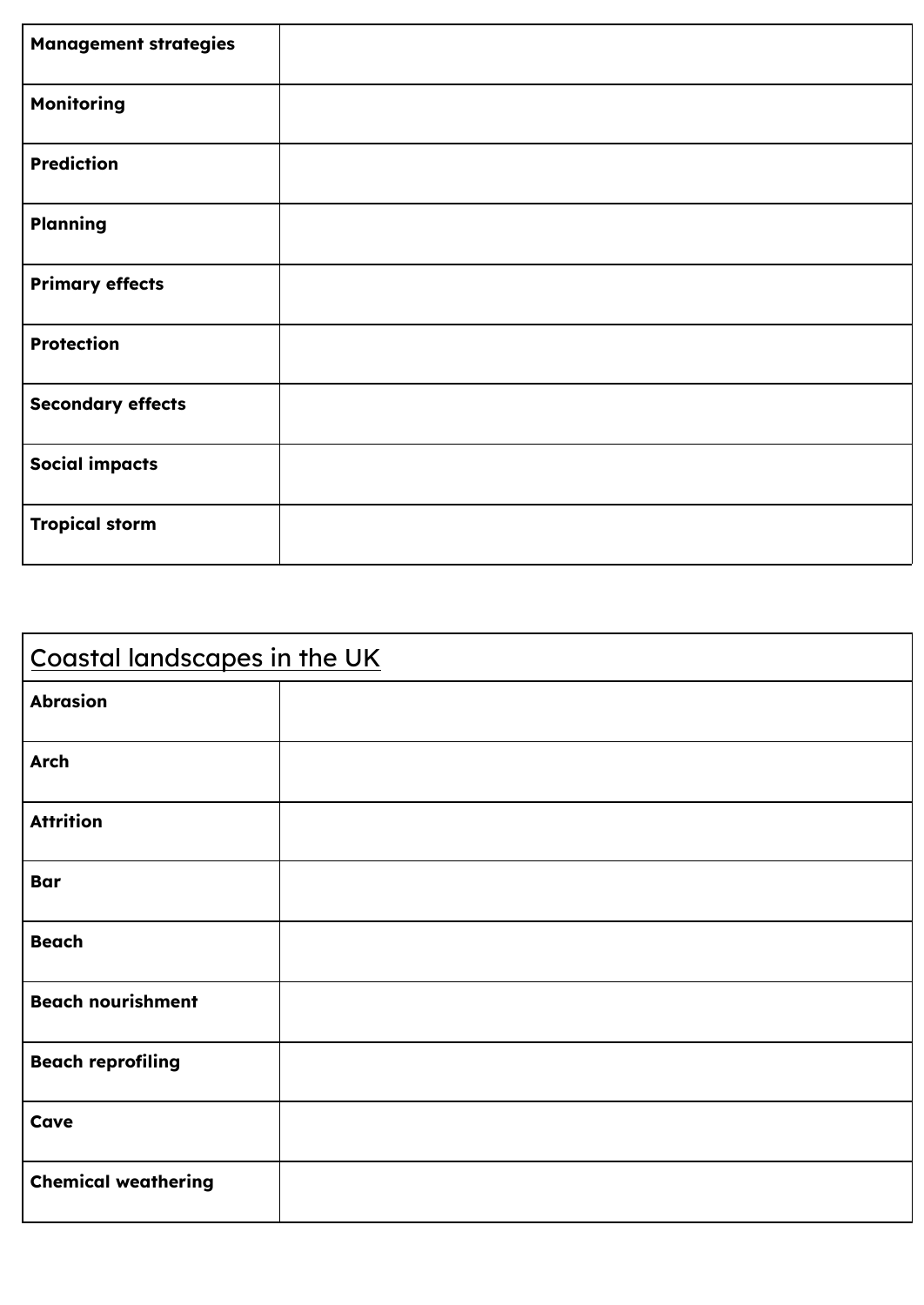| | |
|---|---|
| **Management strategies** | |
| **Monitoring** | |
| **Prediction** | |
| **Planning** | |
| **Primary effects** | |
| **Protection** | |
| **Secondary effects** | |
| **Social impacts** | |
| **Tropical storm** | |

| Coastal landscapes in the UK | |
|---|---|
| **Abrasion** | |
| **Arch** | |
| **Attrition** | |
| **Bar** | |
| **Beach** | |
| **Beach nourishment** | |
| **Beach reprofiling** | |
| **Cave** | |
| **Chemical weathering** | |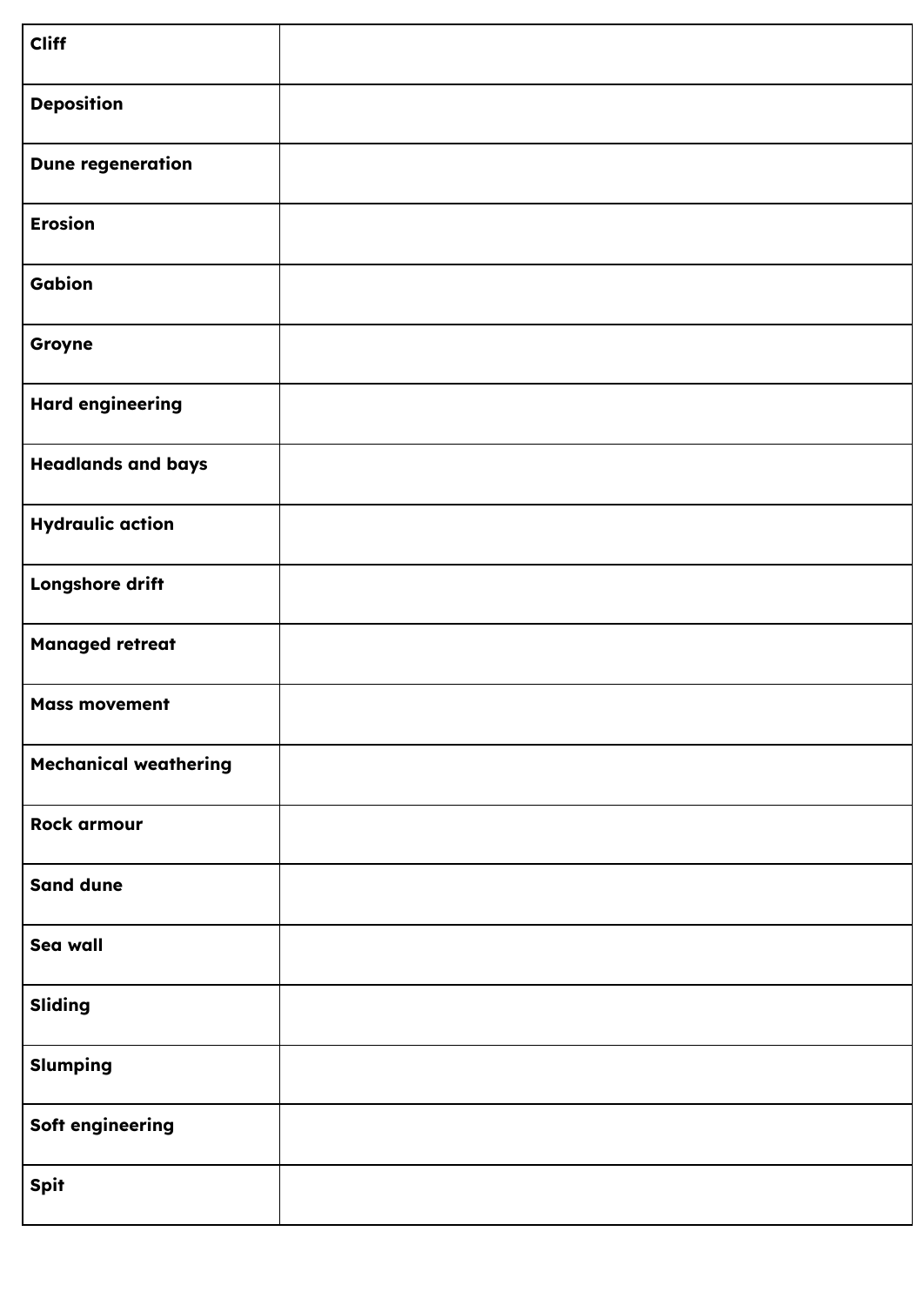| | |
|---|---|
| **Cliff** | |
| **Deposition** | |
| **Dune regeneration** | |
| **Erosion** | |
| **Gabion** | |
| **Groyne** | |
| **Hard engineering** | |
| **Headlands and bays** | |
| **Hydraulic action** | |
| **Longshore drift** | |
| **Managed retreat** | |
| **Mass movement** | |
| **Mechanical weathering** | |
| **Rock armour** | |
| **Sand dune** | |
| **Sea wall** | |
| **Sliding** | |
| **Slumping** | |
| **Soft engineering** | |
| **Spit** | |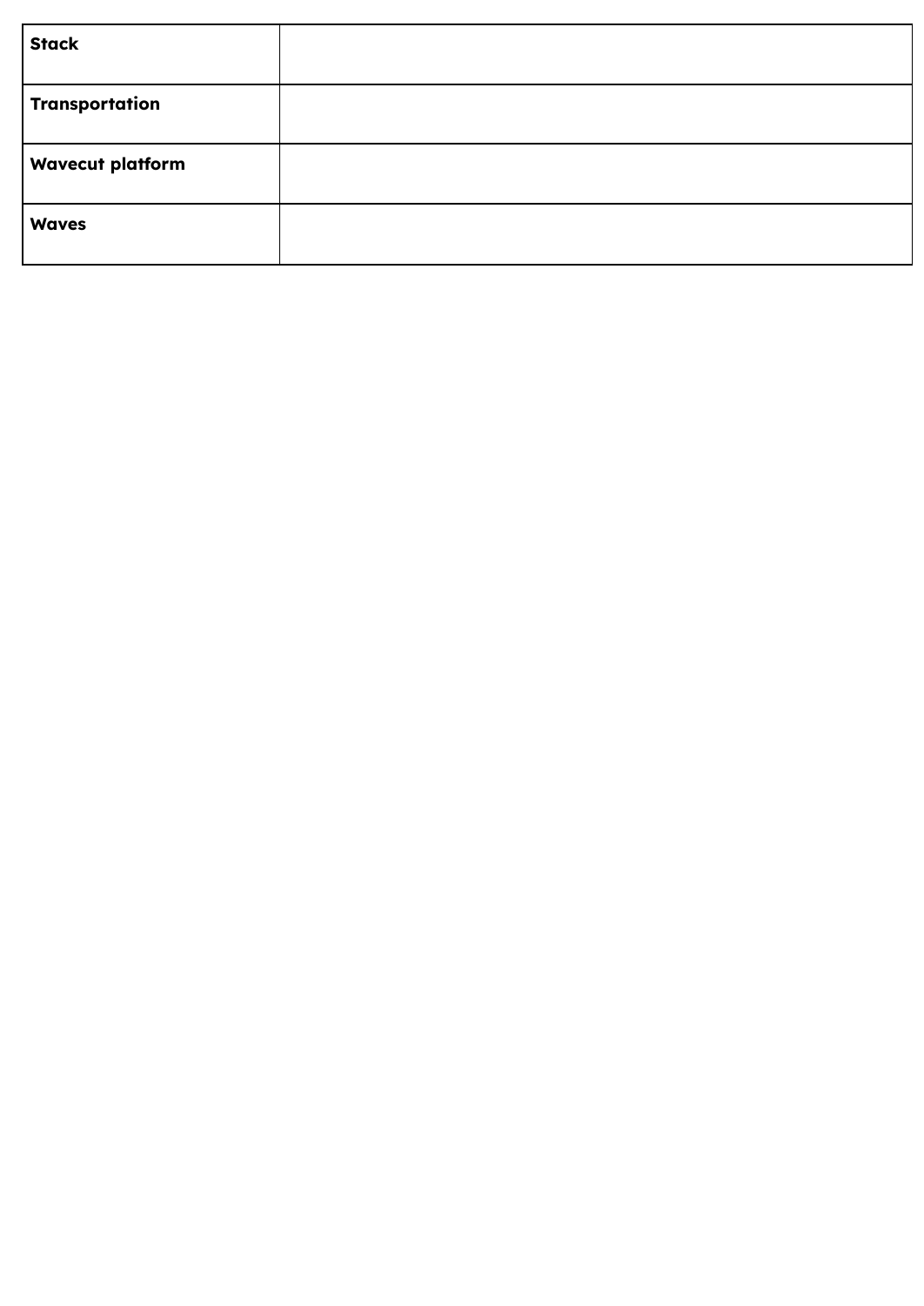| | |
|---|---|
| **Stack** | |
| **Transportation** | |
| **Wavecut platform** | |
| **Waves** | |